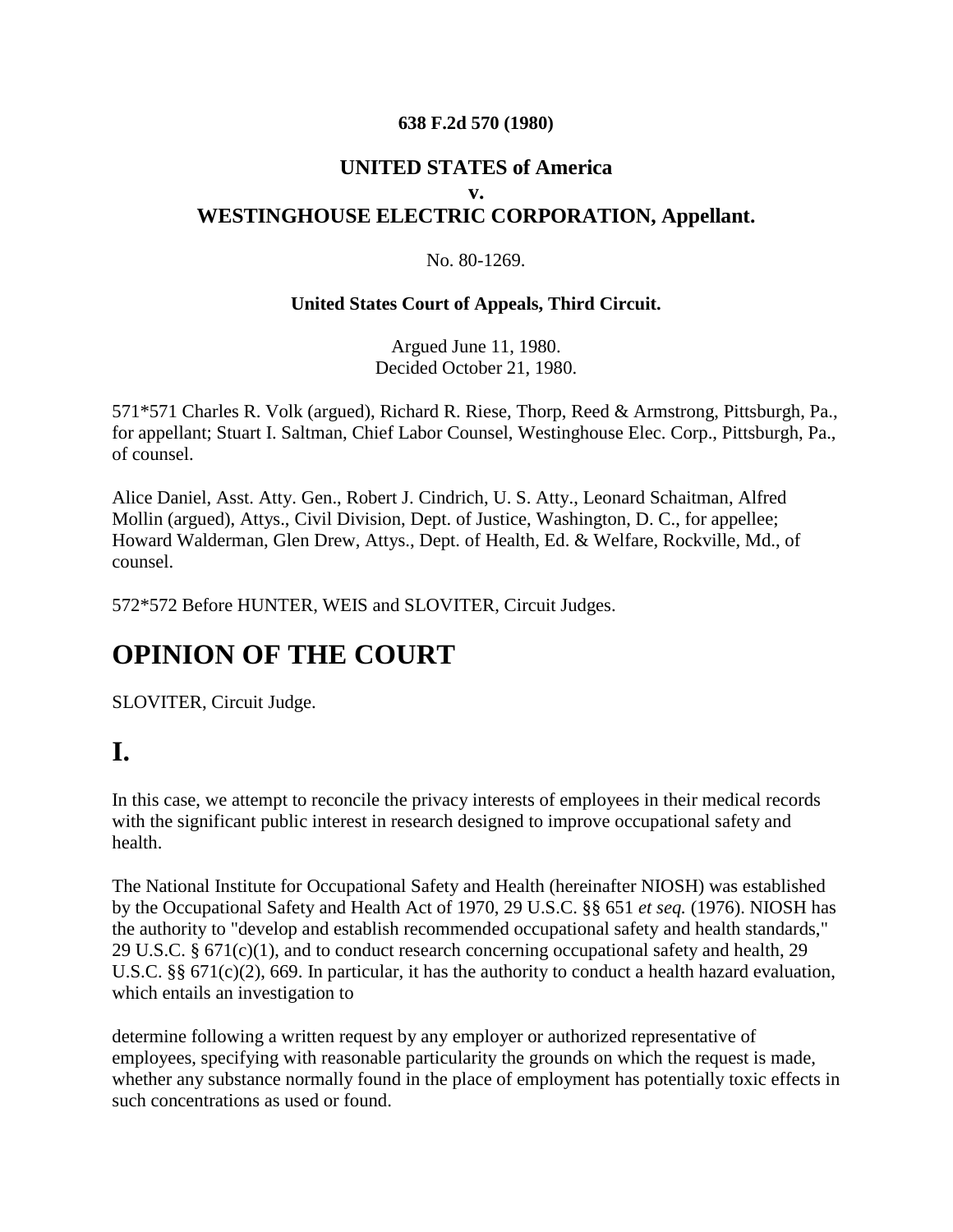**638 F.2d 570 (1980)**

# UNITED STATES of America
# v.
# WESTINGHOUSE ELECTRIC CORPORATION, Appellant.

No. 80-1269.

**United States Court of Appeals, Third Circuit.**

Argued June 11, 1980.
Decided October 21, 1980.

571*571 Charles R. Volk (argued), Richard R. Riese, Thorp, Reed & Armstrong, Pittsburgh, Pa., for appellant; Stuart I. Saltman, Chief Labor Counsel, Westinghouse Elec. Corp., Pittsburgh, Pa., of counsel.

Alice Daniel, Asst. Atty. Gen., Robert J. Cindrich, U. S. Atty., Leonard Schaitman, Alfred Mollin (argued), Attys., Civil Division, Dept. of Justice, Washington, D. C., for appellee; Howard Walderman, Glen Drew, Attys., Dept. of Health, Ed. & Welfare, Rockville, Md., of counsel.

572*572 Before HUNTER, WEIS and SLOVITER, Circuit Judges.

# OPINION OF THE COURT

SLOVITER, Circuit Judge.

# I.

In this case, we attempt to reconcile the privacy interests of employees in their medical records with the significant public interest in research designed to improve occupational safety and health.

The National Institute for Occupational Safety and Health (hereinafter NIOSH) was established by the Occupational Safety and Health Act of 1970, 29 U.S.C. §§ 651 *et seq.* (1976). NIOSH has the authority to "develop and establish recommended occupational safety and health standards," 29 U.S.C. § 671(c)(1), and to conduct research concerning occupational safety and health, 29 U.S.C. §§ 671(c)(2), 669. In particular, it has the authority to conduct a health hazard evaluation, which entails an investigation to

determine following a written request by any employer or authorized representative of employees, specifying with reasonable particularity the grounds on which the request is made, whether any substance normally found in the place of employment has potentially toxic effects in such concentrations as used or found.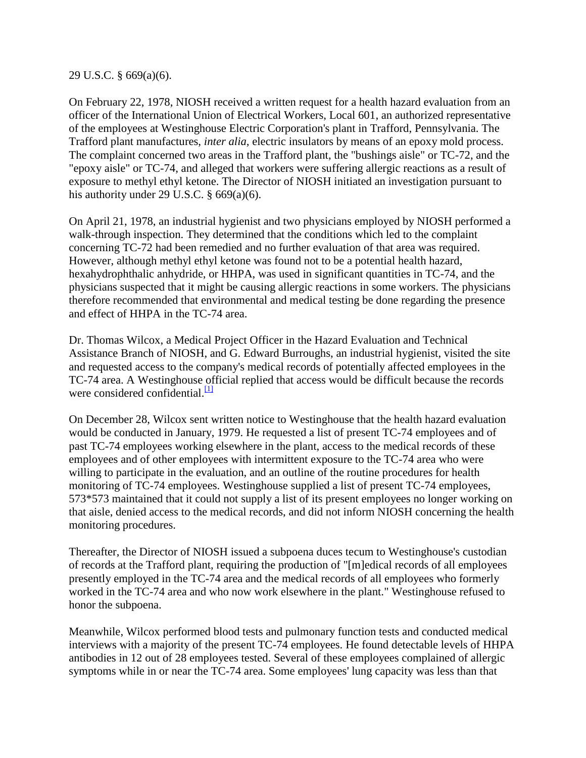29 U.S.C. § 669(a)(6).

On February 22, 1978, NIOSH received a written request for a health hazard evaluation from an officer of the International Union of Electrical Workers, Local 601, an authorized representative of the employees at Westinghouse Electric Corporation's plant in Trafford, Pennsylvania. The Trafford plant manufactures, *inter alia,* electric insulators by means of an epoxy mold process. The complaint concerned two areas in the Trafford plant, the "bushings aisle" or TC-72, and the "epoxy aisle" or TC-74, and alleged that workers were suffering allergic reactions as a result of exposure to methyl ethyl ketone. The Director of NIOSH initiated an investigation pursuant to his authority under 29 U.S.C. § 669(a)(6).

On April 21, 1978, an industrial hygienist and two physicians employed by NIOSH performed a walk-through inspection. They determined that the conditions which led to the complaint concerning TC-72 had been remedied and no further evaluation of that area was required. However, although methyl ethyl ketone was found not to be a potential health hazard, hexahydrophthalic anhydride, or HHPA, was used in significant quantities in TC-74, and the physicians suspected that it might be causing allergic reactions in some workers. The physicians therefore recommended that environmental and medical testing be done regarding the presence and effect of HHPA in the TC-74 area.

Dr. Thomas Wilcox, a Medical Project Officer in the Hazard Evaluation and Technical Assistance Branch of NIOSH, and G. Edward Burroughs, an industrial hygienist, visited the site and requested access to the company's medical records of potentially affected employees in the TC-74 area. A Westinghouse official replied that access would be difficult because the records were considered confidential.[1]

On December 28, Wilcox sent written notice to Westinghouse that the health hazard evaluation would be conducted in January, 1979. He requested a list of present TC-74 employees and of past TC-74 employees working elsewhere in the plant, access to the medical records of these employees and of other employees with intermittent exposure to the TC-74 area who were willing to participate in the evaluation, and an outline of the routine procedures for health monitoring of TC-74 employees. Westinghouse supplied a list of present TC-74 employees, 573*573 maintained that it could not supply a list of its present employees no longer working on that aisle, denied access to the medical records, and did not inform NIOSH concerning the health monitoring procedures.

Thereafter, the Director of NIOSH issued a subpoena duces tecum to Westinghouse's custodian of records at the Trafford plant, requiring the production of "[m]edical records of all employees presently employed in the TC-74 area and the medical records of all employees who formerly worked in the TC-74 area and who now work elsewhere in the plant." Westinghouse refused to honor the subpoena.

Meanwhile, Wilcox performed blood tests and pulmonary function tests and conducted medical interviews with a majority of the present TC-74 employees. He found detectable levels of HHPA antibodies in 12 out of 28 employees tested. Several of these employees complained of allergic symptoms while in or near the TC-74 area. Some employees' lung capacity was less than that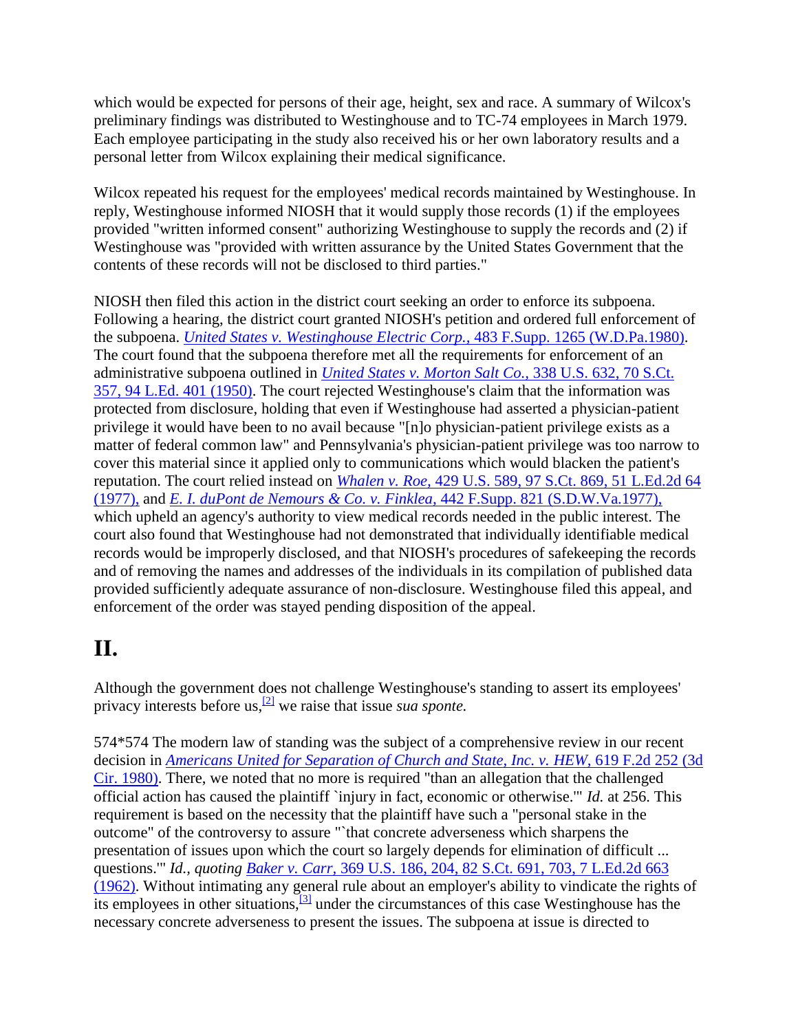which would be expected for persons of their age, height, sex and race. A summary of Wilcox's preliminary findings was distributed to Westinghouse and to TC-74 employees in March 1979. Each employee participating in the study also received his or her own laboratory results and a personal letter from Wilcox explaining their medical significance.

Wilcox repeated his request for the employees' medical records maintained by Westinghouse. In reply, Westinghouse informed NIOSH that it would supply those records (1) if the employees provided "written informed consent" authorizing Westinghouse to supply the records and (2) if Westinghouse was "provided with written assurance by the United States Government that the contents of these records will not be disclosed to third parties."

NIOSH then filed this action in the district court seeking an order to enforce its subpoena. Following a hearing, the district court granted NIOSH's petition and ordered full enforcement of the subpoena. *United States v. Westinghouse Electric Corp.,* 483 F.Supp. 1265 (W.D.Pa.1980). The court found that the subpoena therefore met all the requirements for enforcement of an administrative subpoena outlined in *United States v. Morton Salt Co.,* 338 U.S. 632, 70 S.Ct. 357, 94 L.Ed. 401 (1950). The court rejected Westinghouse's claim that the information was protected from disclosure, holding that even if Westinghouse had asserted a physician-patient privilege it would have been to no avail because "[n]o physician-patient privilege exists as a matter of federal common law" and Pennsylvania's physician-patient privilege was too narrow to cover this material since it applied only to communications which would blacken the patient's reputation. The court relied instead on *Whalen v. Roe,* 429 U.S. 589, 97 S.Ct. 869, 51 L.Ed.2d 64 (1977), and *E. I. duPont de Nemours & Co. v. Finklea,* 442 F.Supp. 821 (S.D.W.Va.1977), which upheld an agency's authority to view medical records needed in the public interest. The court also found that Westinghouse had not demonstrated that individually identifiable medical records would be improperly disclosed, and that NIOSH's procedures of safekeeping the records and of removing the names and addresses of the individuals in its compilation of published data provided sufficiently adequate assurance of non-disclosure. Westinghouse filed this appeal, and enforcement of the order was stayed pending disposition of the appeal.

# II.

Although the government does not challenge Westinghouse's standing to assert its employees' privacy interests before us,[2] we raise that issue *sua sponte.*

574*574 The modern law of standing was the subject of a comprehensive review in our recent decision in *Americans United for Separation of Church and State, Inc. v. HEW,* 619 F.2d 252 (3d Cir. 1980). There, we noted that no more is required "than an allegation that the challenged official action has caused the plaintiff `injury in fact, economic or otherwise.'" *Id.* at 256. This requirement is based on the necessity that the plaintiff have such a "personal stake in the outcome" of the controversy to assure "`that concrete adverseness which sharpens the presentation of issues upon which the court so largely depends for elimination of difficult ... questions.'" *Id., quoting* *Baker v. Carr,* 369 U.S. 186, 204, 82 S.Ct. 691, 703, 7 L.Ed.2d 663 (1962). Without intimating any general rule about an employer's ability to vindicate the rights of its employees in other situations,[3] under the circumstances of this case Westinghouse has the necessary concrete adverseness to present the issues. The subpoena at issue is directed to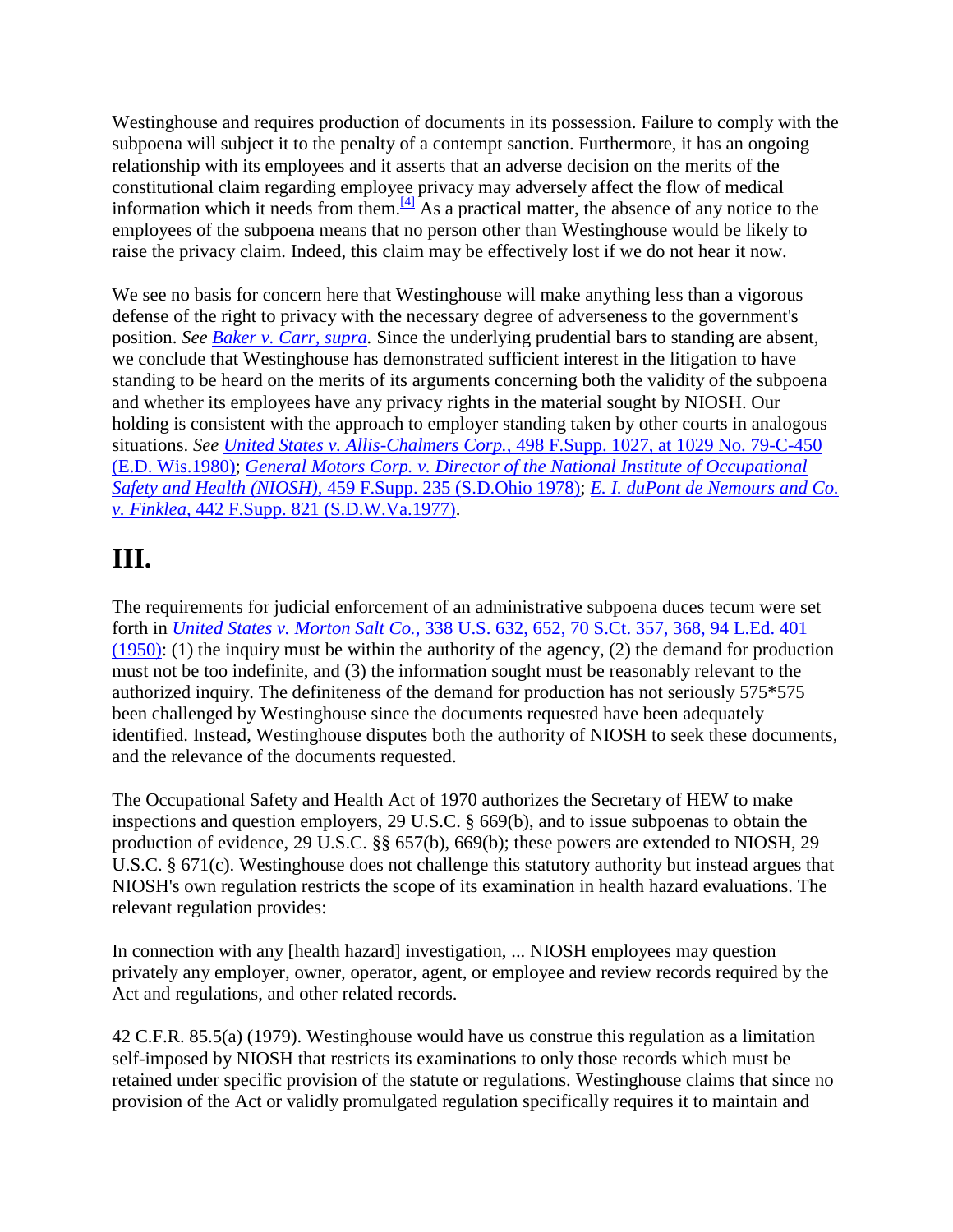Westinghouse and requires production of documents in its possession. Failure to comply with the subpoena will subject it to the penalty of a contempt sanction. Furthermore, it has an ongoing relationship with its employees and it asserts that an adverse decision on the merits of the constitutional claim regarding employee privacy may adversely affect the flow of medical information which it needs from them.[4] As a practical matter, the absence of any notice to the employees of the subpoena means that no person other than Westinghouse would be likely to raise the privacy claim. Indeed, this claim may be effectively lost if we do not hear it now.

We see no basis for concern here that Westinghouse will make anything less than a vigorous defense of the right to privacy with the necessary degree of adverseness to the government's position. *See Baker v. Carr, supra.* Since the underlying prudential bars to standing are absent, we conclude that Westinghouse has demonstrated sufficient interest in the litigation to have standing to be heard on the merits of its arguments concerning both the validity of the subpoena and whether its employees have any privacy rights in the material sought by NIOSH. Our holding is consistent with the approach to employer standing taken by other courts in analogous situations. *See United States v. Allis-Chalmers Corp.,* 498 F.Supp. 1027, at 1029 No. 79-C-450 (E.D. Wis.1980); *General Motors Corp. v. Director of the National Institute of Occupational Safety and Health (NIOSH),* 459 F.Supp. 235 (S.D.Ohio 1978); *E. I. duPont de Nemours and Co. v. Finklea,* 442 F.Supp. 821 (S.D.W.Va.1977).

# III.

The requirements for judicial enforcement of an administrative subpoena duces tecum were set forth in *United States v. Morton Salt Co.,* 338 U.S. 632, 652, 70 S.Ct. 357, 368, 94 L.Ed. 401 (1950): (1) the inquiry must be within the authority of the agency, (2) the demand for production must not be too indefinite, and (3) the information sought must be reasonably relevant to the authorized inquiry. The definiteness of the demand for production has not seriously 575*575 been challenged by Westinghouse since the documents requested have been adequately identified. Instead, Westinghouse disputes both the authority of NIOSH to seek these documents, and the relevance of the documents requested.

The Occupational Safety and Health Act of 1970 authorizes the Secretary of HEW to make inspections and question employers, 29 U.S.C. § 669(b), and to issue subpoenas to obtain the production of evidence, 29 U.S.C. §§ 657(b), 669(b); these powers are extended to NIOSH, 29 U.S.C. § 671(c). Westinghouse does not challenge this statutory authority but instead argues that NIOSH's own regulation restricts the scope of its examination in health hazard evaluations. The relevant regulation provides:

In connection with any [health hazard] investigation, ... NIOSH employees may question privately any employer, owner, operator, agent, or employee and review records required by the Act and regulations, and other related records.

42 C.F.R. 85.5(a) (1979). Westinghouse would have us construe this regulation as a limitation self-imposed by NIOSH that restricts its examinations to only those records which must be retained under specific provision of the statute or regulations. Westinghouse claims that since no provision of the Act or validly promulgated regulation specifically requires it to maintain and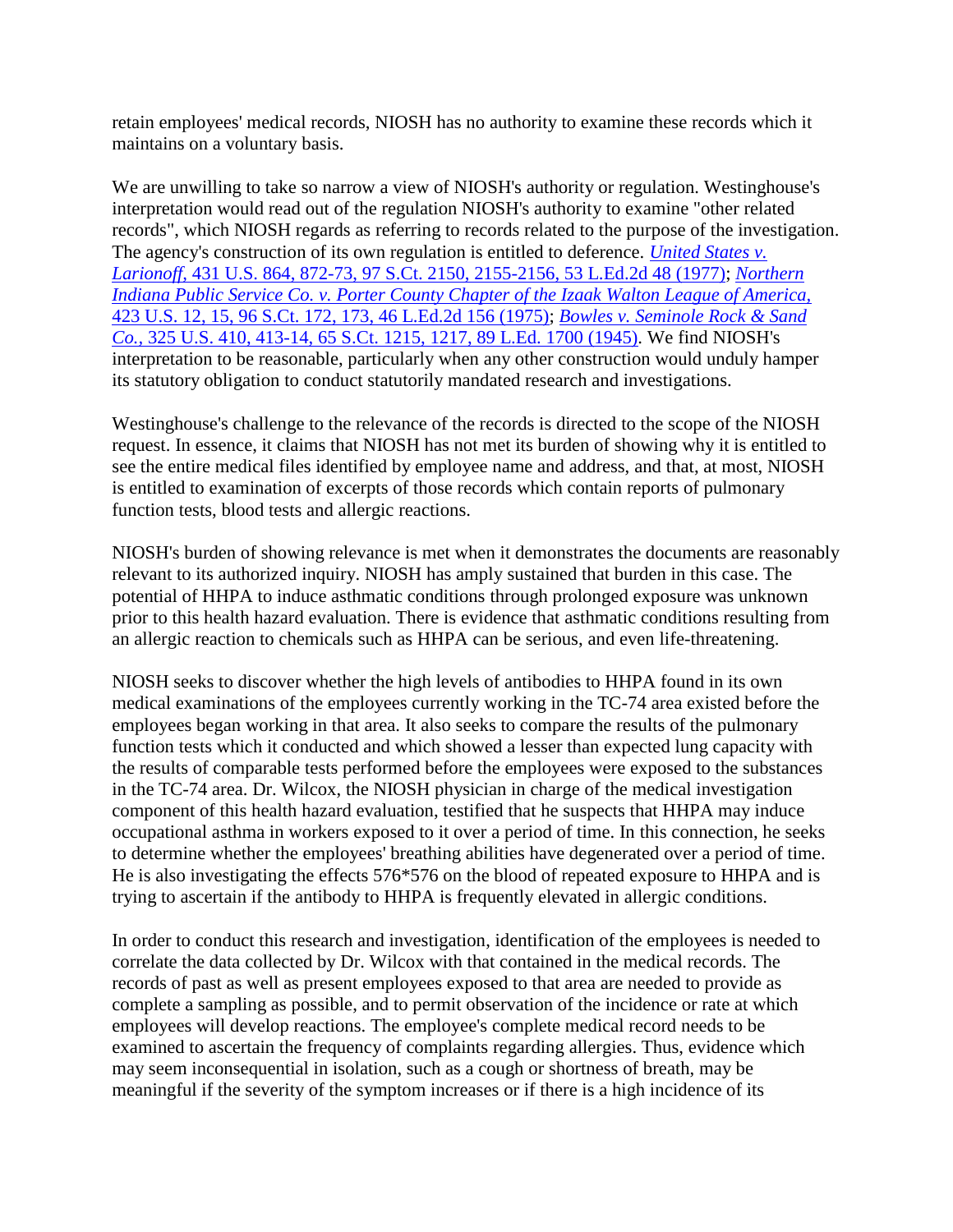retain employees' medical records, NIOSH has no authority to examine these records which it maintains on a voluntary basis.

We are unwilling to take so narrow a view of NIOSH's authority or regulation. Westinghouse's interpretation would read out of the regulation NIOSH's authority to examine "other related records", which NIOSH regards as referring to records related to the purpose of the investigation. The agency's construction of its own regulation is entitled to deference. *United States v. Larionoff*, 431 U.S. 864, 872-73, 97 S.Ct. 2150, 2155-2156, 53 L.Ed.2d 48 (1977); *Northern Indiana Public Service Co. v. Porter County Chapter of the Izaak Walton League of America*, 423 U.S. 12, 15, 96 S.Ct. 172, 173, 46 L.Ed.2d 156 (1975); *Bowles v. Seminole Rock & Sand Co.*, 325 U.S. 410, 413-14, 65 S.Ct. 1215, 1217, 89 L.Ed. 1700 (1945). We find NIOSH's interpretation to be reasonable, particularly when any other construction would unduly hamper its statutory obligation to conduct statutorily mandated research and investigations.

Westinghouse's challenge to the relevance of the records is directed to the scope of the NIOSH request. In essence, it claims that NIOSH has not met its burden of showing why it is entitled to see the entire medical files identified by employee name and address, and that, at most, NIOSH is entitled to examination of excerpts of those records which contain reports of pulmonary function tests, blood tests and allergic reactions.

NIOSH's burden of showing relevance is met when it demonstrates the documents are reasonably relevant to its authorized inquiry. NIOSH has amply sustained that burden in this case. The potential of HHPA to induce asthmatic conditions through prolonged exposure was unknown prior to this health hazard evaluation. There is evidence that asthmatic conditions resulting from an allergic reaction to chemicals such as HHPA can be serious, and even life-threatening.

NIOSH seeks to discover whether the high levels of antibodies to HHPA found in its own medical examinations of the employees currently working in the TC-74 area existed before the employees began working in that area. It also seeks to compare the results of the pulmonary function tests which it conducted and which showed a lesser than expected lung capacity with the results of comparable tests performed before the employees were exposed to the substances in the TC-74 area. Dr. Wilcox, the NIOSH physician in charge of the medical investigation component of this health hazard evaluation, testified that he suspects that HHPA may induce occupational asthma in workers exposed to it over a period of time. In this connection, he seeks to determine whether the employees' breathing abilities have degenerated over a period of time. He is also investigating the effects 576*576 on the blood of repeated exposure to HHPA and is trying to ascertain if the antibody to HHPA is frequently elevated in allergic conditions.

In order to conduct this research and investigation, identification of the employees is needed to correlate the data collected by Dr. Wilcox with that contained in the medical records. The records of past as well as present employees exposed to that area are needed to provide as complete a sampling as possible, and to permit observation of the incidence or rate at which employees will develop reactions. The employee's complete medical record needs to be examined to ascertain the frequency of complaints regarding allergies. Thus, evidence which may seem inconsequential in isolation, such as a cough or shortness of breath, may be meaningful if the severity of the symptom increases or if there is a high incidence of its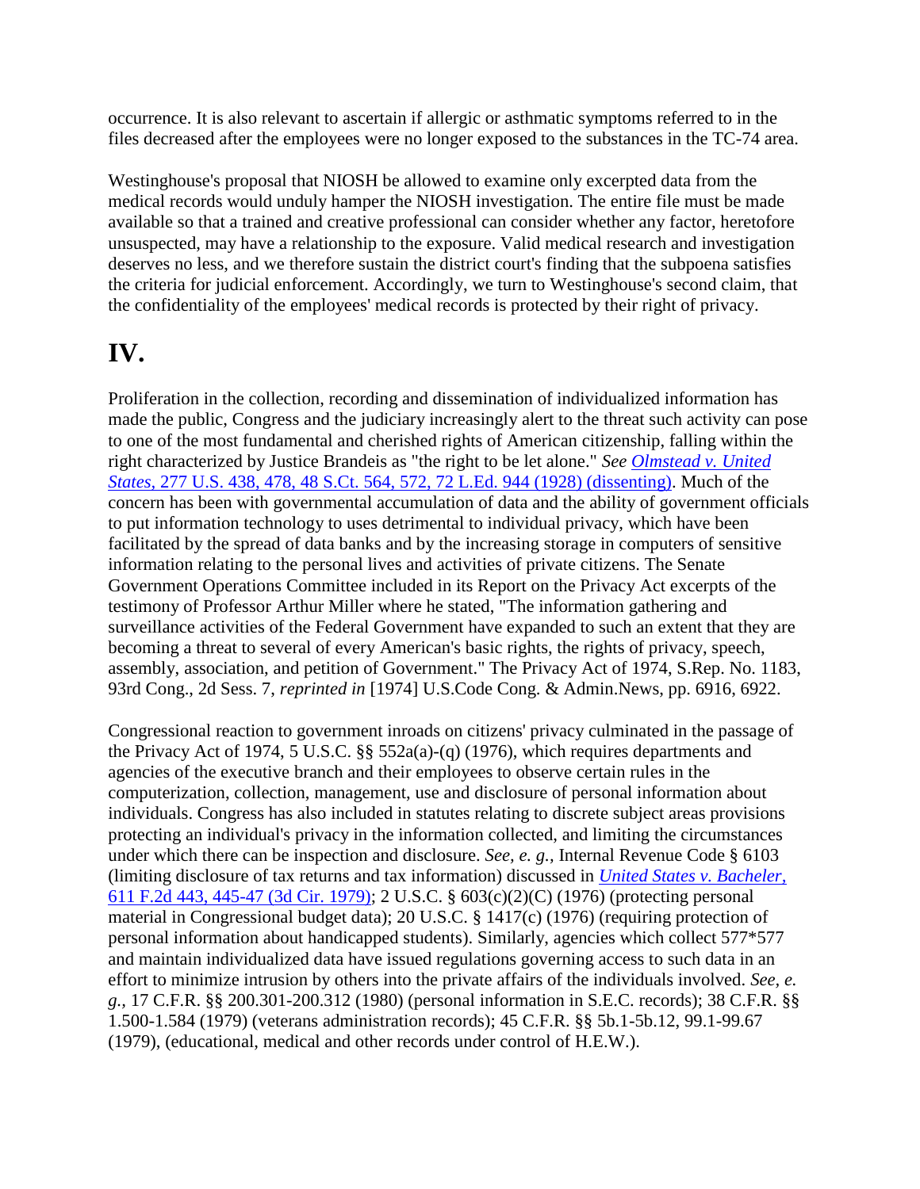occurrence. It is also relevant to ascertain if allergic or asthmatic symptoms referred to in the files decreased after the employees were no longer exposed to the substances in the TC-74 area.

Westinghouse's proposal that NIOSH be allowed to examine only excerpted data from the medical records would unduly hamper the NIOSH investigation. The entire file must be made available so that a trained and creative professional can consider whether any factor, heretofore unsuspected, may have a relationship to the exposure. Valid medical research and investigation deserves no less, and we therefore sustain the district court's finding that the subpoena satisfies the criteria for judicial enforcement. Accordingly, we turn to Westinghouse's second claim, that the confidentiality of the employees' medical records is protected by their right of privacy.

# IV.

Proliferation in the collection, recording and dissemination of individualized information has made the public, Congress and the judiciary increasingly alert to the threat such activity can pose to one of the most fundamental and cherished rights of American citizenship, falling within the right characterized by Justice Brandeis as "the right to be let alone." *See* [*Olmstead v. United States*, 277 U.S. 438, 478, 48 S.Ct. 564, 572, 72 L.Ed. 944 (1928) (dissenting)](). Much of the concern has been with governmental accumulation of data and the ability of government officials to put information technology to uses detrimental to individual privacy, which have been facilitated by the spread of data banks and by the increasing storage in computers of sensitive information relating to the personal lives and activities of private citizens. The Senate Government Operations Committee included in its Report on the Privacy Act excerpts of the testimony of Professor Arthur Miller where he stated, "The information gathering and surveillance activities of the Federal Government have expanded to such an extent that they are becoming a threat to several of every American's basic rights, the rights of privacy, speech, assembly, association, and petition of Government." The Privacy Act of 1974, S.Rep. No. 1183, 93rd Cong., 2d Sess. 7, *reprinted in* [1974] U.S.Code Cong. & Admin.News, pp. 6916, 6922.

Congressional reaction to government inroads on citizens' privacy culminated in the passage of the Privacy Act of 1974, 5 U.S.C. §§ 552a(a)-(q) (1976), which requires departments and agencies of the executive branch and their employees to observe certain rules in the computerization, collection, management, use and disclosure of personal information about individuals. Congress has also included in statutes relating to discrete subject areas provisions protecting an individual's privacy in the information collected, and limiting the circumstances under which there can be inspection and disclosure. *See, e. g.*, Internal Revenue Code § 6103 (limiting disclosure of tax returns and tax information) discussed in [*United States v. Bacheler*, 611 F.2d 443, 445-47 (3d Cir. 1979)](); 2 U.S.C. § 603(c)(2)(C) (1976) (protecting personal material in Congressional budget data); 20 U.S.C. § 1417(c) (1976) (requiring protection of personal information about handicapped students). Similarly, agencies which collect 577*577 and maintain individualized data have issued regulations governing access to such data in an effort to minimize intrusion by others into the private affairs of the individuals involved. *See, e. g.*, 17 C.F.R. §§ 200.301-200.312 (1980) (personal information in S.E.C. records); 38 C.F.R. §§ 1.500-1.584 (1979) (veterans administration records); 45 C.F.R. §§ 5b.1-5b.12, 99.1-99.67 (1979), (educational, medical and other records under control of H.E.W.).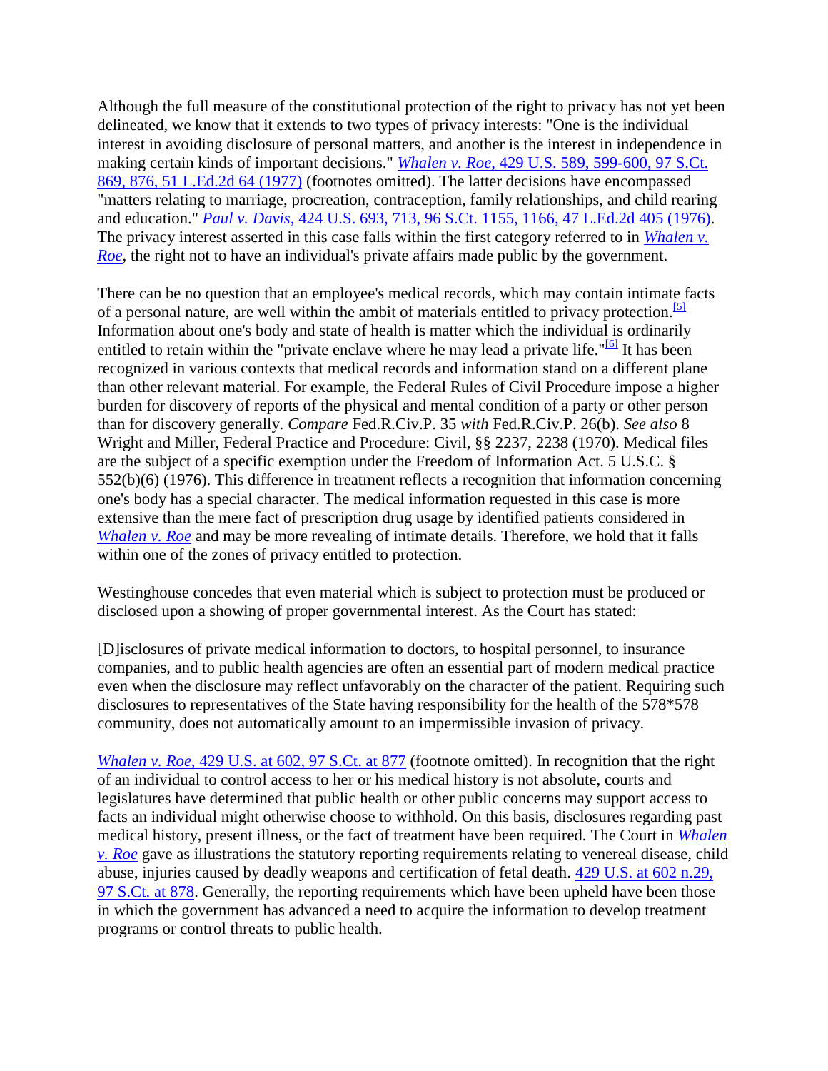Although the full measure of the constitutional protection of the right to privacy has not yet been delineated, we know that it extends to two types of privacy interests: "One is the individual interest in avoiding disclosure of personal matters, and another is the interest in independence in making certain kinds of important decisions." *Whalen v. Roe,* 429 U.S. 589, 599-600, 97 S.Ct. 869, 876, 51 L.Ed.2d 64 (1977) (footnotes omitted). The latter decisions have encompassed "matters relating to marriage, procreation, contraception, family relationships, and child rearing and education." *Paul v. Davis,* 424 U.S. 693, 713, 96 S.Ct. 1155, 1166, 47 L.Ed.2d 405 (1976). The privacy interest asserted in this case falls within the first category referred to in *Whalen v. Roe,* the right not to have an individual's private affairs made public by the government.

There can be no question that an employee's medical records, which may contain intimate facts of a personal nature, are well within the ambit of materials entitled to privacy protection.[5] Information about one's body and state of health is matter which the individual is ordinarily entitled to retain within the "private enclave where he may lead a private life."[6] It has been recognized in various contexts that medical records and information stand on a different plane than other relevant material. For example, the Federal Rules of Civil Procedure impose a higher burden for discovery of reports of the physical and mental condition of a party or other person than for discovery generally. *Compare* Fed.R.Civ.P. 35 *with* Fed.R.Civ.P. 26(b). *See also* 8 Wright and Miller, Federal Practice and Procedure: Civil, §§ 2237, 2238 (1970). Medical files are the subject of a specific exemption under the Freedom of Information Act. 5 U.S.C. § 552(b)(6) (1976). This difference in treatment reflects a recognition that information concerning one's body has a special character. The medical information requested in this case is more extensive than the mere fact of prescription drug usage by identified patients considered in *Whalen v. Roe* and may be more revealing of intimate details. Therefore, we hold that it falls within one of the zones of privacy entitled to protection.

Westinghouse concedes that even material which is subject to protection must be produced or disclosed upon a showing of proper governmental interest. As the Court has stated:

[D]isclosures of private medical information to doctors, to hospital personnel, to insurance companies, and to public health agencies are often an essential part of modern medical practice even when the disclosure may reflect unfavorably on the character of the patient. Requiring such disclosures to representatives of the State having responsibility for the health of the 578*578 community, does not automatically amount to an impermissible invasion of privacy.

*Whalen v. Roe,* 429 U.S. at 602, 97 S.Ct. at 877 (footnote omitted). In recognition that the right of an individual to control access to her or his medical history is not absolute, courts and legislatures have determined that public health or other public concerns may support access to facts an individual might otherwise choose to withhold. On this basis, disclosures regarding past medical history, present illness, or the fact of treatment have been required. The Court in *Whalen v. Roe* gave as illustrations the statutory reporting requirements relating to venereal disease, child abuse, injuries caused by deadly weapons and certification of fetal death. 429 U.S. at 602 n.29, 97 S.Ct. at 878. Generally, the reporting requirements which have been upheld have been those in which the government has advanced a need to acquire the information to develop treatment programs or control threats to public health.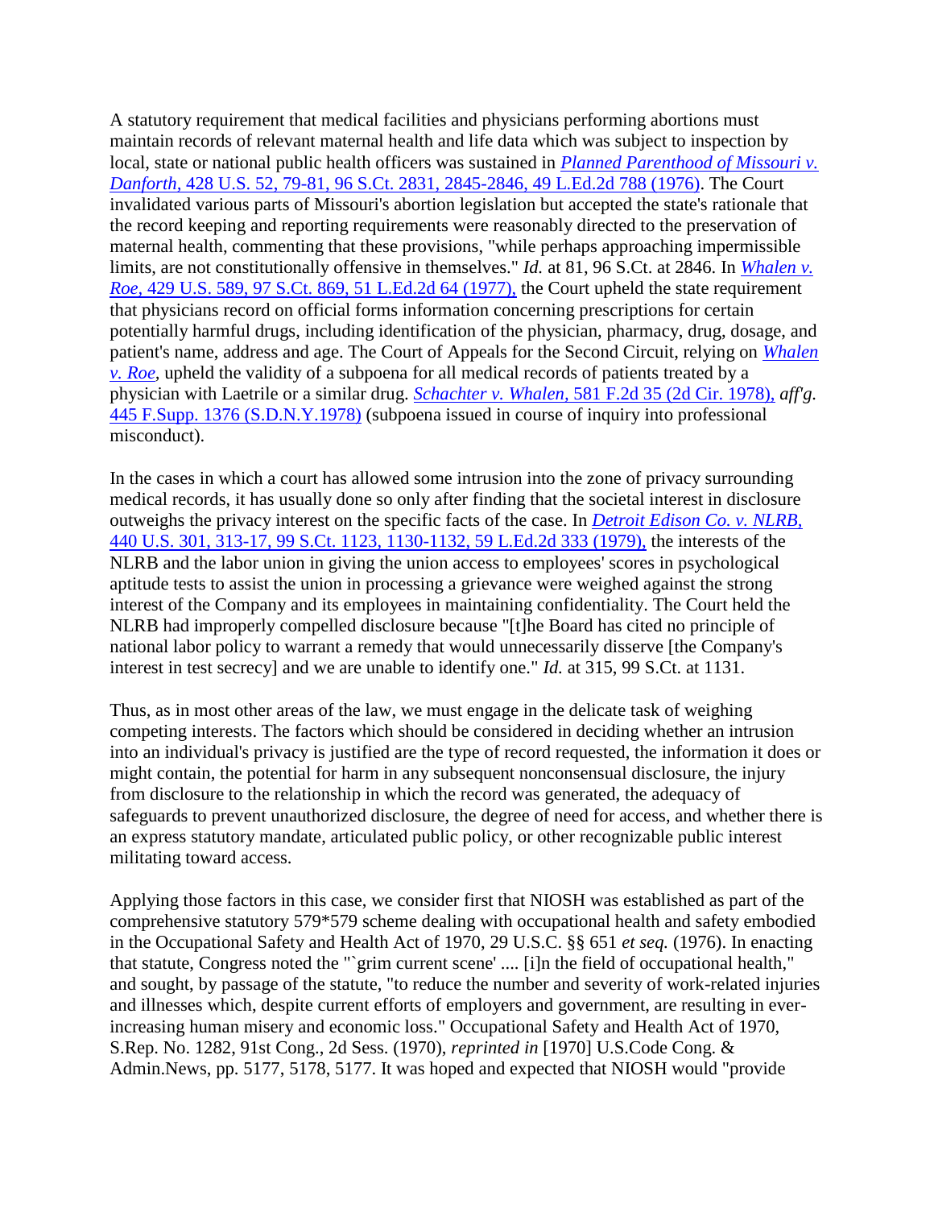A statutory requirement that medical facilities and physicians performing abortions must maintain records of relevant maternal health and life data which was subject to inspection by local, state or national public health officers was sustained in *Planned Parenthood of Missouri v. Danforth,* 428 U.S. 52, 79-81, 96 S.Ct. 2831, 2845-2846, 49 L.Ed.2d 788 (1976). The Court invalidated various parts of Missouri's abortion legislation but accepted the state's rationale that the record keeping and reporting requirements were reasonably directed to the preservation of maternal health, commenting that these provisions, "while perhaps approaching impermissible limits, are not constitutionally offensive in themselves." *Id.* at 81, 96 S.Ct. at 2846. In *Whalen v. Roe,* 429 U.S. 589, 97 S.Ct. 869, 51 L.Ed.2d 64 (1977), the Court upheld the state requirement that physicians record on official forms information concerning prescriptions for certain potentially harmful drugs, including identification of the physician, pharmacy, drug, dosage, and patient's name, address and age. The Court of Appeals for the Second Circuit, relying on *Whalen v. Roe,* upheld the validity of a subpoena for all medical records of patients treated by a physician with Laetrile or a similar drug. *Schachter v. Whalen,* 581 F.2d 35 (2d Cir. 1978), *aff'g.* 445 F.Supp. 1376 (S.D.N.Y.1978) (subpoena issued in course of inquiry into professional misconduct).

In the cases in which a court has allowed some intrusion into the zone of privacy surrounding medical records, it has usually done so only after finding that the societal interest in disclosure outweighs the privacy interest on the specific facts of the case. In *Detroit Edison Co. v. NLRB,* 440 U.S. 301, 313-17, 99 S.Ct. 1123, 1130-1132, 59 L.Ed.2d 333 (1979), the interests of the NLRB and the labor union in giving the union access to employees' scores in psychological aptitude tests to assist the union in processing a grievance were weighed against the strong interest of the Company and its employees in maintaining confidentiality. The Court held the NLRB had improperly compelled disclosure because "[t]he Board has cited no principle of national labor policy to warrant a remedy that would unnecessarily disserve [the Company's interest in test secrecy] and we are unable to identify one." *Id.* at 315, 99 S.Ct. at 1131.

Thus, as in most other areas of the law, we must engage in the delicate task of weighing competing interests. The factors which should be considered in deciding whether an intrusion into an individual's privacy is justified are the type of record requested, the information it does or might contain, the potential for harm in any subsequent nonconsensual disclosure, the injury from disclosure to the relationship in which the record was generated, the adequacy of safeguards to prevent unauthorized disclosure, the degree of need for access, and whether there is an express statutory mandate, articulated public policy, or other recognizable public interest militating toward access.

Applying those factors in this case, we consider first that NIOSH was established as part of the comprehensive statutory 579*579 scheme dealing with occupational health and safety embodied in the Occupational Safety and Health Act of 1970, 29 U.S.C. §§ 651 *et seq.* (1976). In enacting that statute, Congress noted the "`grim current scene' .... [i]n the field of occupational health," and sought, by passage of the statute, "to reduce the number and severity of work-related injuries and illnesses which, despite current efforts of employers and government, are resulting in ever-increasing human misery and economic loss." Occupational Safety and Health Act of 1970, S.Rep. No. 1282, 91st Cong., 2d Sess. (1970), *reprinted in* [1970] U.S.Code Cong. & Admin.News, pp. 5177, 5178, 5177. It was hoped and expected that NIOSH would "provide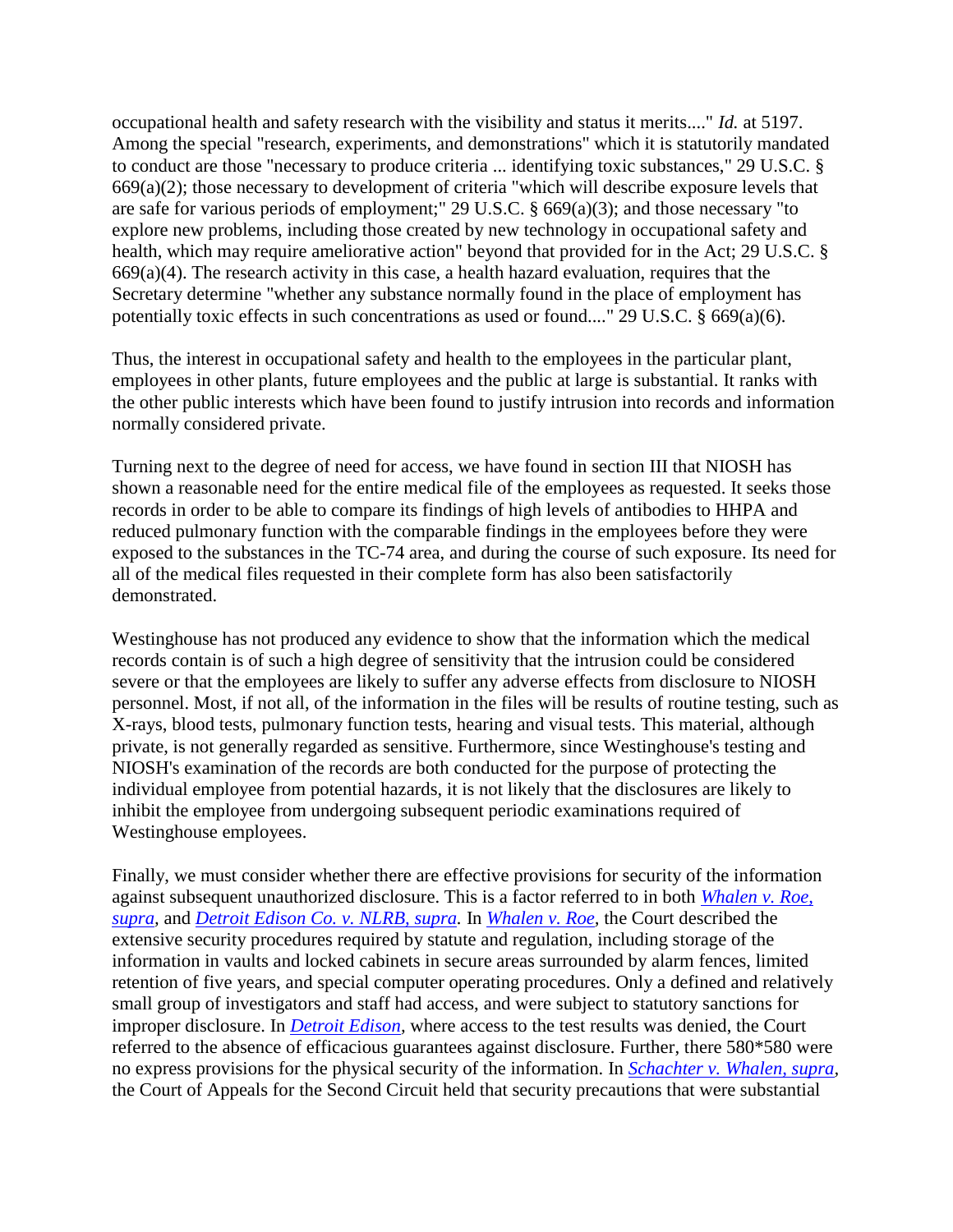occupational health and safety research with the visibility and status it merits...." *Id.* at 5197. Among the special "research, experiments, and demonstrations" which it is statutorily mandated to conduct are those "necessary to produce criteria ... identifying toxic substances," 29 U.S.C. § 669(a)(2); those necessary to development of criteria "which will describe exposure levels that are safe for various periods of employment;" 29 U.S.C. § 669(a)(3); and those necessary "to explore new problems, including those created by new technology in occupational safety and health, which may require ameliorative action" beyond that provided for in the Act; 29 U.S.C. § 669(a)(4). The research activity in this case, a health hazard evaluation, requires that the Secretary determine "whether any substance normally found in the place of employment has potentially toxic effects in such concentrations as used or found...." 29 U.S.C. § 669(a)(6).

Thus, the interest in occupational safety and health to the employees in the particular plant, employees in other plants, future employees and the public at large is substantial. It ranks with the other public interests which have been found to justify intrusion into records and information normally considered private.

Turning next to the degree of need for access, we have found in section III that NIOSH has shown a reasonable need for the entire medical file of the employees as requested. It seeks those records in order to be able to compare its findings of high levels of antibodies to HHPA and reduced pulmonary function with the comparable findings in the employees before they were exposed to the substances in the TC-74 area, and during the course of such exposure. Its need for all of the medical files requested in their complete form has also been satisfactorily demonstrated.

Westinghouse has not produced any evidence to show that the information which the medical records contain is of such a high degree of sensitivity that the intrusion could be considered severe or that the employees are likely to suffer any adverse effects from disclosure to NIOSH personnel. Most, if not all, of the information in the files will be results of routine testing, such as X-rays, blood tests, pulmonary function tests, hearing and visual tests. This material, although private, is not generally regarded as sensitive. Furthermore, since Westinghouse's testing and NIOSH's examination of the records are both conducted for the purpose of protecting the individual employee from potential hazards, it is not likely that the disclosures are likely to inhibit the employee from undergoing subsequent periodic examinations required of Westinghouse employees.

Finally, we must consider whether there are effective provisions for security of the information against subsequent unauthorized disclosure. This is a factor referred to in both *Whalen v. Roe, supra,* and *Detroit Edison Co. v. NLRB, supra.* In *Whalen v. Roe,* the Court described the extensive security procedures required by statute and regulation, including storage of the information in vaults and locked cabinets in secure areas surrounded by alarm fences, limited retention of five years, and special computer operating procedures. Only a defined and relatively small group of investigators and staff had access, and were subject to statutory sanctions for improper disclosure. In *Detroit Edison,* where access to the test results was denied, the Court referred to the absence of efficacious guarantees against disclosure. Further, there 580*580 were no express provisions for the physical security of the information. In *Schachter v. Whalen, supra,* the Court of Appeals for the Second Circuit held that security precautions that were substantial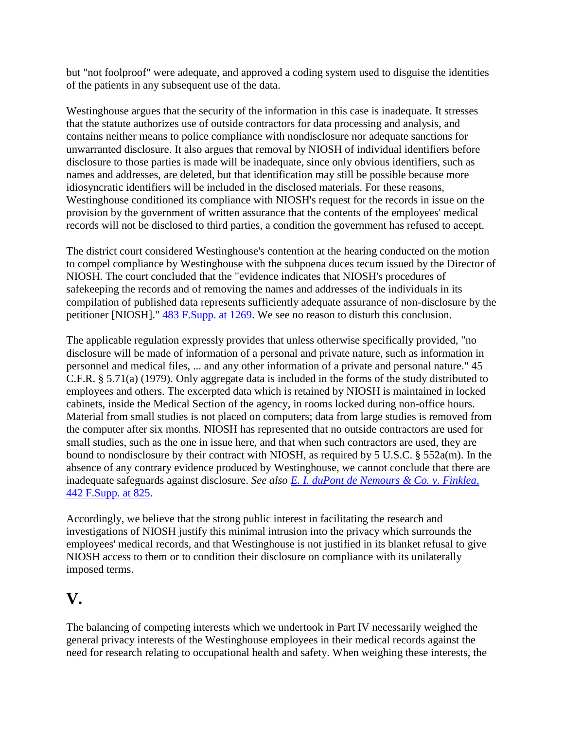but "not foolproof" were adequate, and approved a coding system used to disguise the identities of the patients in any subsequent use of the data.

Westinghouse argues that the security of the information in this case is inadequate. It stresses that the statute authorizes use of outside contractors for data processing and analysis, and contains neither means to police compliance with nondisclosure nor adequate sanctions for unwarranted disclosure. It also argues that removal by NIOSH of individual identifiers before disclosure to those parties is made will be inadequate, since only obvious identifiers, such as names and addresses, are deleted, but that identification may still be possible because more idiosyncratic identifiers will be included in the disclosed materials. For these reasons, Westinghouse conditioned its compliance with NIOSH's request for the records in issue on the provision by the government of written assurance that the contents of the employees' medical records will not be disclosed to third parties, a condition the government has refused to accept.

The district court considered Westinghouse's contention at the hearing conducted on the motion to compel compliance by Westinghouse with the subpoena duces tecum issued by the Director of NIOSH. The court concluded that the "evidence indicates that NIOSH's procedures of safekeeping the records and of removing the names and addresses of the individuals in its compilation of published data represents sufficiently adequate assurance of non-disclosure by the petitioner [NIOSH]." 483 F.Supp. at 1269. We see no reason to disturb this conclusion.

The applicable regulation expressly provides that unless otherwise specifically provided, "no disclosure will be made of information of a personal and private nature, such as information in personnel and medical files, ... and any other information of a private and personal nature." 45 C.F.R. § 5.71(a) (1979). Only aggregate data is included in the forms of the study distributed to employees and others. The excerpted data which is retained by NIOSH is maintained in locked cabinets, inside the Medical Section of the agency, in rooms locked during non-office hours. Material from small studies is not placed on computers; data from large studies is removed from the computer after six months. NIOSH has represented that no outside contractors are used for small studies, such as the one in issue here, and that when such contractors are used, they are bound to nondisclosure by their contract with NIOSH, as required by 5 U.S.C. § 552a(m). In the absence of any contrary evidence produced by Westinghouse, we cannot conclude that there are inadequate safeguards against disclosure. *See also E. I. duPont de Nemours & Co. v. Finklea,* 442 F.Supp. at 825.

Accordingly, we believe that the strong public interest in facilitating the research and investigations of NIOSH justify this minimal intrusion into the privacy which surrounds the employees' medical records, and that Westinghouse is not justified in its blanket refusal to give NIOSH access to them or to condition their disclosure on compliance with its unilaterally imposed terms.

# V.

The balancing of competing interests which we undertook in Part IV necessarily weighed the general privacy interests of the Westinghouse employees in their medical records against the need for research relating to occupational health and safety. When weighing these interests, the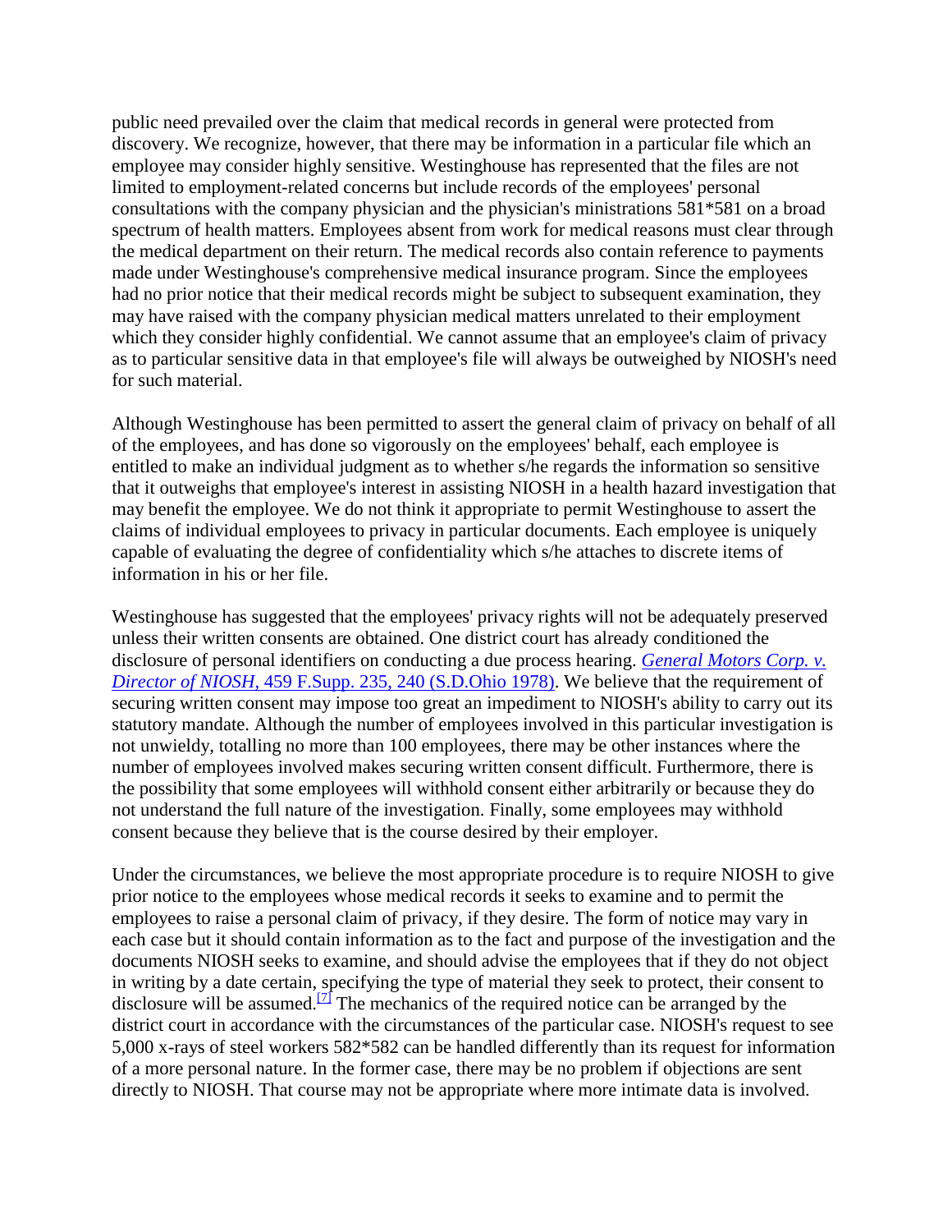public need prevailed over the claim that medical records in general were protected from discovery. We recognize, however, that there may be information in a particular file which an employee may consider highly sensitive. Westinghouse has represented that the files are not limited to employment-related concerns but include records of the employees' personal consultations with the company physician and the physician's ministrations 581*581 on a broad spectrum of health matters. Employees absent from work for medical reasons must clear through the medical department on their return. The medical records also contain reference to payments made under Westinghouse's comprehensive medical insurance program. Since the employees had no prior notice that their medical records might be subject to subsequent examination, they may have raised with the company physician medical matters unrelated to their employment which they consider highly confidential. We cannot assume that an employee's claim of privacy as to particular sensitive data in that employee's file will always be outweighed by NIOSH's need for such material.

Although Westinghouse has been permitted to assert the general claim of privacy on behalf of all of the employees, and has done so vigorously on the employees' behalf, each employee is entitled to make an individual judgment as to whether s/he regards the information so sensitive that it outweighs that employee's interest in assisting NIOSH in a health hazard investigation that may benefit the employee. We do not think it appropriate to permit Westinghouse to assert the claims of individual employees to privacy in particular documents. Each employee is uniquely capable of evaluating the degree of confidentiality which s/he attaches to discrete items of information in his or her file.

Westinghouse has suggested that the employees' privacy rights will not be adequately preserved unless their written consents are obtained. One district court has already conditioned the disclosure of personal identifiers on conducting a due process hearing. *General Motors Corp. v. Director of NIOSH*, 459 F.Supp. 235, 240 (S.D.Ohio 1978). We believe that the requirement of securing written consent may impose too great an impediment to NIOSH's ability to carry out its statutory mandate. Although the number of employees involved in this particular investigation is not unwieldy, totalling no more than 100 employees, there may be other instances where the number of employees involved makes securing written consent difficult. Furthermore, there is the possibility that some employees will withhold consent either arbitrarily or because they do not understand the full nature of the investigation. Finally, some employees may withhold consent because they believe that is the course desired by their employer.

Under the circumstances, we believe the most appropriate procedure is to require NIOSH to give prior notice to the employees whose medical records it seeks to examine and to permit the employees to raise a personal claim of privacy, if they desire. The form of notice may vary in each case but it should contain information as to the fact and purpose of the investigation and the documents NIOSH seeks to examine, and should advise the employees that if they do not object in writing by a date certain, specifying the type of material they seek to protect, their consent to disclosure will be assumed.[7] The mechanics of the required notice can be arranged by the district court in accordance with the circumstances of the particular case. NIOSH's request to see 5,000 x-rays of steel workers 582*582 can be handled differently than its request for information of a more personal nature. In the former case, there may be no problem if objections are sent directly to NIOSH. That course may not be appropriate where more intimate data is involved.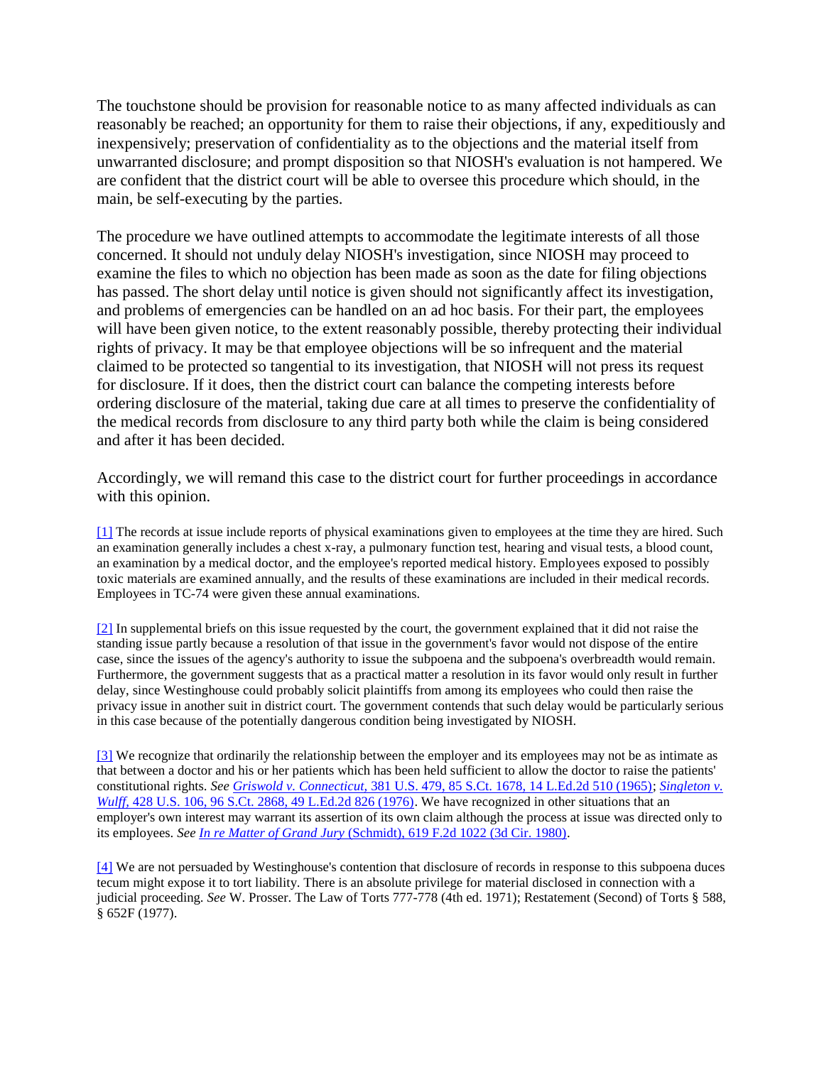The touchstone should be provision for reasonable notice to as many affected individuals as can reasonably be reached; an opportunity for them to raise their objections, if any, expeditiously and inexpensively; preservation of confidentiality as to the objections and the material itself from unwarranted disclosure; and prompt disposition so that NIOSH's evaluation is not hampered. We are confident that the district court will be able to oversee this procedure which should, in the main, be self-executing by the parties.

The procedure we have outlined attempts to accommodate the legitimate interests of all those concerned. It should not unduly delay NIOSH's investigation, since NIOSH may proceed to examine the files to which no objection has been made as soon as the date for filing objections has passed. The short delay until notice is given should not significantly affect its investigation, and problems of emergencies can be handled on an ad hoc basis. For their part, the employees will have been given notice, to the extent reasonably possible, thereby protecting their individual rights of privacy. It may be that employee objections will be so infrequent and the material claimed to be protected so tangential to its investigation, that NIOSH will not press its request for disclosure. If it does, then the district court can balance the competing interests before ordering disclosure of the material, taking due care at all times to preserve the confidentiality of the medical records from disclosure to any third party both while the claim is being considered and after it has been decided.

Accordingly, we will remand this case to the district court for further proceedings in accordance with this opinion.

[1] The records at issue include reports of physical examinations given to employees at the time they are hired. Such an examination generally includes a chest x-ray, a pulmonary function test, hearing and visual tests, a blood count, an examination by a medical doctor, and the employee's reported medical history. Employees exposed to possibly toxic materials are examined annually, and the results of these examinations are included in their medical records. Employees in TC-74 were given these annual examinations.

[2] In supplemental briefs on this issue requested by the court, the government explained that it did not raise the standing issue partly because a resolution of that issue in the government's favor would not dispose of the entire case, since the issues of the agency's authority to issue the subpoena and the subpoena's overbreadth would remain. Furthermore, the government suggests that as a practical matter a resolution in its favor would only result in further delay, since Westinghouse could probably solicit plaintiffs from among its employees who could then raise the privacy issue in another suit in district court. The government contends that such delay would be particularly serious in this case because of the potentially dangerous condition being investigated by NIOSH.

[3] We recognize that ordinarily the relationship between the employer and its employees may not be as intimate as that between a doctor and his or her patients which has been held sufficient to allow the doctor to raise the patients' constitutional rights. *See* *Griswold v. Connecticut,* 381 U.S. 479, 85 S.Ct. 1678, 14 L.Ed.2d 510 (1965); *Singleton v. Wulff,* 428 U.S. 106, 96 S.Ct. 2868, 49 L.Ed.2d 826 (1976). We have recognized in other situations that an employer's own interest may warrant its assertion of its own claim although the process at issue was directed only to its employees. *See* *In re Matter of Grand Jury* (Schmidt), 619 F.2d 1022 (3d Cir. 1980).

[4] We are not persuaded by Westinghouse's contention that disclosure of records in response to this subpoena duces tecum might expose it to tort liability. There is an absolute privilege for material disclosed in connection with a judicial proceeding. *See* W. Prosser. The Law of Torts 777-778 (4th ed. 1971); Restatement (Second) of Torts § 588, § 652F (1977).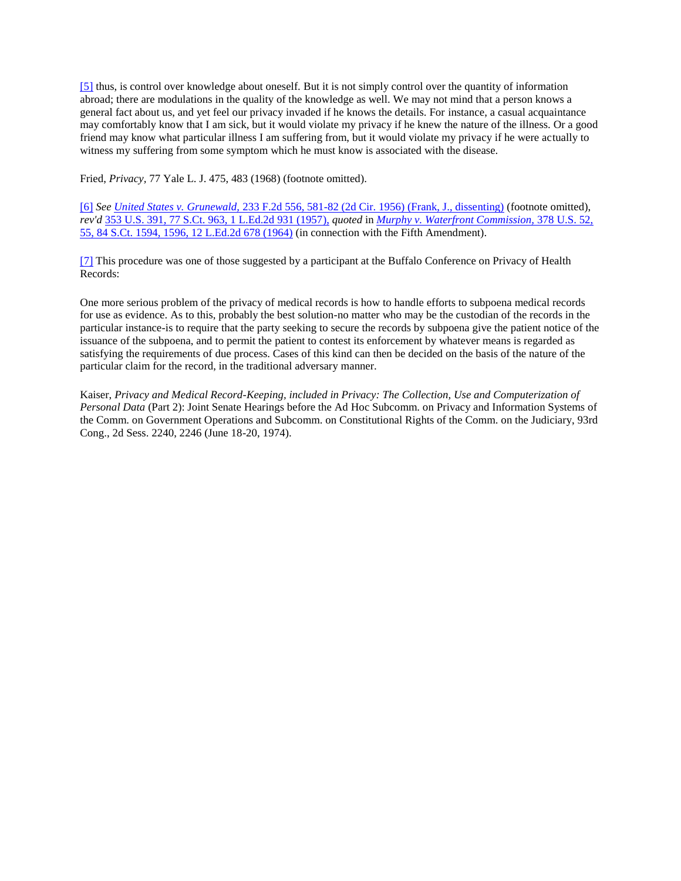[5] thus, is control over knowledge about oneself. But it is not simply control over the quantity of information abroad; there are modulations in the quality of the knowledge as well. We may not mind that a person knows a general fact about us, and yet feel our privacy invaded if he knows the details. For instance, a casual acquaintance may comfortably know that I am sick, but it would violate my privacy if he knew the nature of the illness. Or a good friend may know what particular illness I am suffering from, but it would violate my privacy if he were actually to witness my suffering from some symptom which he must know is associated with the disease.

Fried, *Privacy*, 77 Yale L. J. 475, 483 (1968) (footnote omitted).

[6] *See* *United States v. Grunewald*, 233 F.2d 556, 581-82 (2d Cir. 1956) (Frank, J., dissenting) (footnote omitted), *rev'd* 353 U.S. 391, 77 S.Ct. 963, 1 L.Ed.2d 931 (1957), *quoted* in *Murphy v. Waterfront Commission*, 378 U.S. 52, 55, 84 S.Ct. 1594, 1596, 12 L.Ed.2d 678 (1964) (in connection with the Fifth Amendment).

[7] This procedure was one of those suggested by a participant at the Buffalo Conference on Privacy of Health Records:

One more serious problem of the privacy of medical records is how to handle efforts to subpoena medical records for use as evidence. As to this, probably the best solution-no matter who may be the custodian of the records in the particular instance-is to require that the party seeking to secure the records by subpoena give the patient notice of the issuance of the subpoena, and to permit the patient to contest its enforcement by whatever means is regarded as satisfying the requirements of due process. Cases of this kind can then be decided on the basis of the nature of the particular claim for the record, in the traditional adversary manner.

Kaiser, *Privacy and Medical Record-Keeping, included in Privacy: The Collection, Use and Computerization of Personal Data* (Part 2): Joint Senate Hearings before the Ad Hoc Subcomm. on Privacy and Information Systems of the Comm. on Government Operations and Subcomm. on Constitutional Rights of the Comm. on the Judiciary, 93rd Cong., 2d Sess. 2240, 2246 (June 18-20, 1974).